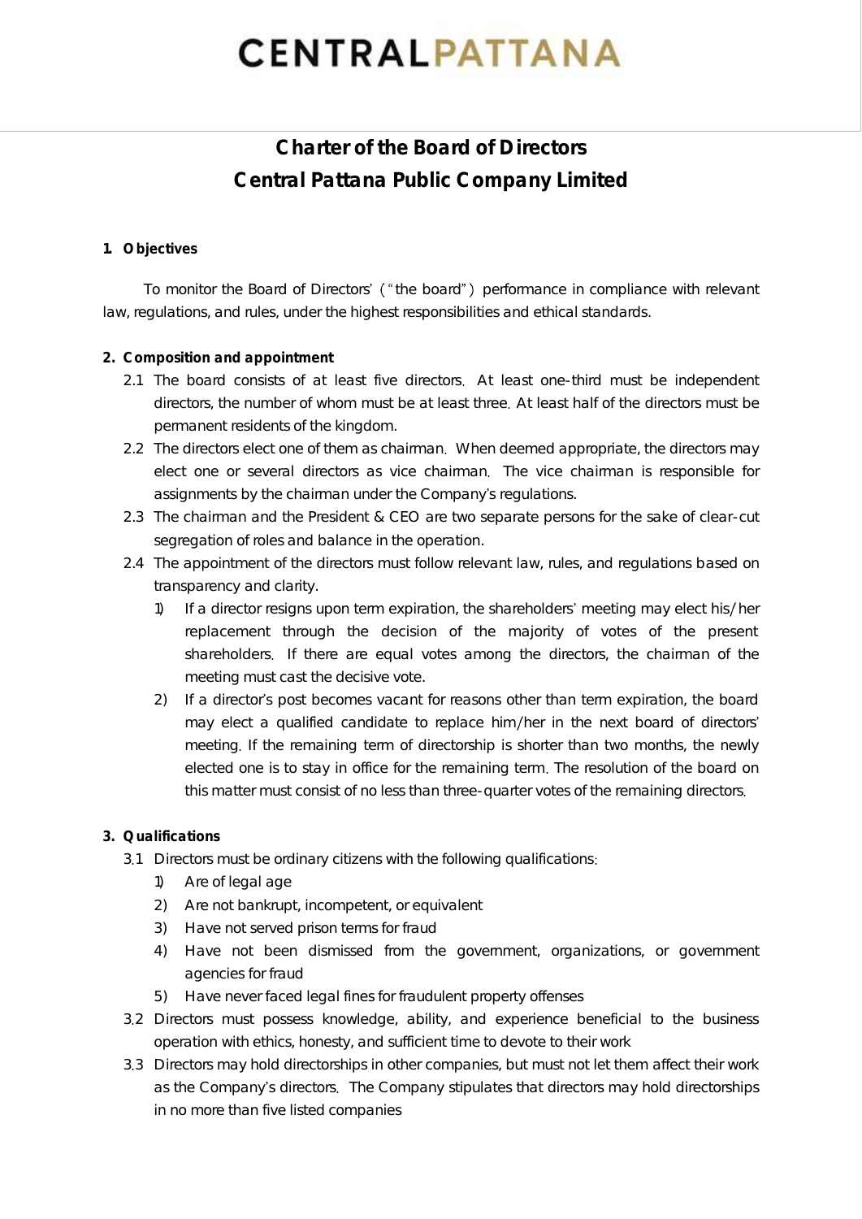# CENTRALPATTANA

## Charter of the Board of Directors
## Central Pattana Public Company Limited

**1. Objectives**

To monitor the Board of Directors' ("the board") performance in compliance with relevant law, regulations, and rules, under the highest responsibilities and ethical standards.

**2. Composition and appointment**

2.1 The board consists of at least five directors. At least one-third must be independent directors, the number of whom must be at least three. At least half of the directors must be permanent residents of the kingdom.

2.2 The directors elect one of them as chairman. When deemed appropriate, the directors may elect one or several directors as vice chairman. The vice chairman is responsible for assignments by the chairman under the Company's regulations.

2.3 The chairman and the President & CEO are two separate persons for the sake of clear-cut segregation of roles and balance in the operation.

2.4 The appointment of the directors must follow relevant law, rules, and regulations based on transparency and clarity.

1) If a director resigns upon term expiration, the shareholders' meeting may elect his/her replacement through the decision of the majority of votes of the present shareholders. If there are equal votes among the directors, the chairman of the meeting must cast the decisive vote.

2) If a director's post becomes vacant for reasons other than term expiration, the board may elect a qualified candidate to replace him/her in the next board of directors' meeting. If the remaining term of directorship is shorter than two months, the newly elected one is to stay in office for the remaining term. The resolution of the board on this matter must consist of no less than three-quarter votes of the remaining directors.

**3. Qualifications**

3.1 Directors must be ordinary citizens with the following qualifications:

1) Are of legal age
2) Are not bankrupt, incompetent, or equivalent
3) Have not served prison terms for fraud
4) Have not been dismissed from the government, organizations, or government agencies for fraud
5) Have never faced legal fines for fraudulent property offenses

3.2 Directors must possess knowledge, ability, and experience beneficial to the business operation with ethics, honesty, and sufficient time to devote to their work

3.3 Directors may hold directorships in other companies, but must not let them affect their work as the Company's directors. The Company stipulates that directors may hold directorships in no more than five listed companies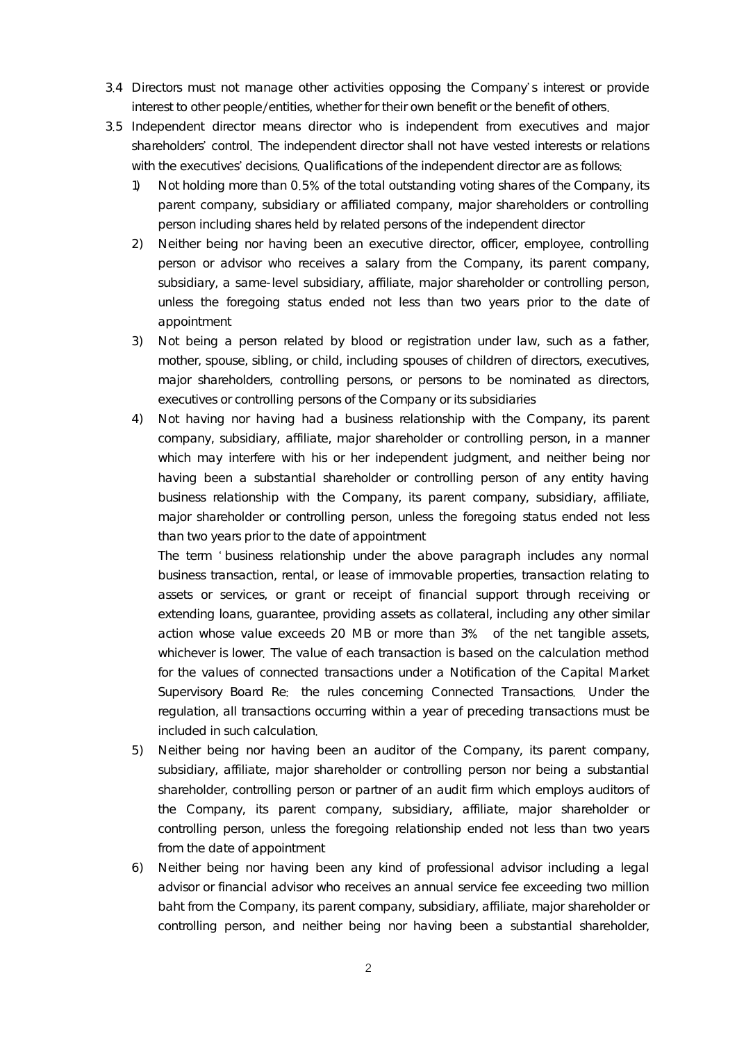3.4 Directors must not manage other activities opposing the Company's interest or provide interest to other people/entities, whether for their own benefit or the benefit of others.

3.5 Independent director means director who is independent from executives and major shareholders' control. The independent director shall not have vested interests or relations with the executives' decisions. Qualifications of the independent director are as follows:

1) Not holding more than 0.5% of the total outstanding voting shares of the Company, its parent company, subsidiary or affiliated company, major shareholders or controlling person including shares held by related persons of the independent director

2) Neither being nor having been an executive director, officer, employee, controlling person or advisor who receives a salary from the Company, its parent company, subsidiary, a same-level subsidiary, affiliate, major shareholder or controlling person, unless the foregoing status ended not less than two years prior to the date of appointment

3) Not being a person related by blood or registration under law, such as a father, mother, spouse, sibling, or child, including spouses of children of directors, executives, major shareholders, controlling persons, or persons to be nominated as directors, executives or controlling persons of the Company or its subsidiaries

4) Not having nor having had a business relationship with the Company, its parent company, subsidiary, affiliate, major shareholder or controlling person, in a manner which may interfere with his or her independent judgment, and neither being nor having been a substantial shareholder or controlling person of any entity having business relationship with the Company, its parent company, subsidiary, affiliate, major shareholder or controlling person, unless the foregoing status ended not less than two years prior to the date of appointment

   The term 'business relationship under the above paragraph includes any normal business transaction, rental, or lease of immovable properties, transaction relating to assets or services, or grant or receipt of financial support through receiving or extending loans, guarantee, providing assets as collateral, including any other similar action whose value exceeds 20 MB or more than 3% of the net tangible assets, whichever is lower. The value of each transaction is based on the calculation method for the values of connected transactions under a Notification of the Capital Market Supervisory Board Re: the rules concerning Connected Transactions. Under the regulation, all transactions occurring within a year of preceding transactions must be included in such calculation.

5) Neither being nor having been an auditor of the Company, its parent company, subsidiary, affiliate, major shareholder or controlling person nor being a substantial shareholder, controlling person or partner of an audit firm which employs auditors of the Company, its parent company, subsidiary, affiliate, major shareholder or controlling person, unless the foregoing relationship ended not less than two years from the date of appointment

6) Neither being nor having been any kind of professional advisor including a legal advisor or financial advisor who receives an annual service fee exceeding two million baht from the Company, its parent company, subsidiary, affiliate, major shareholder or controlling person, and neither being nor having been a substantial shareholder,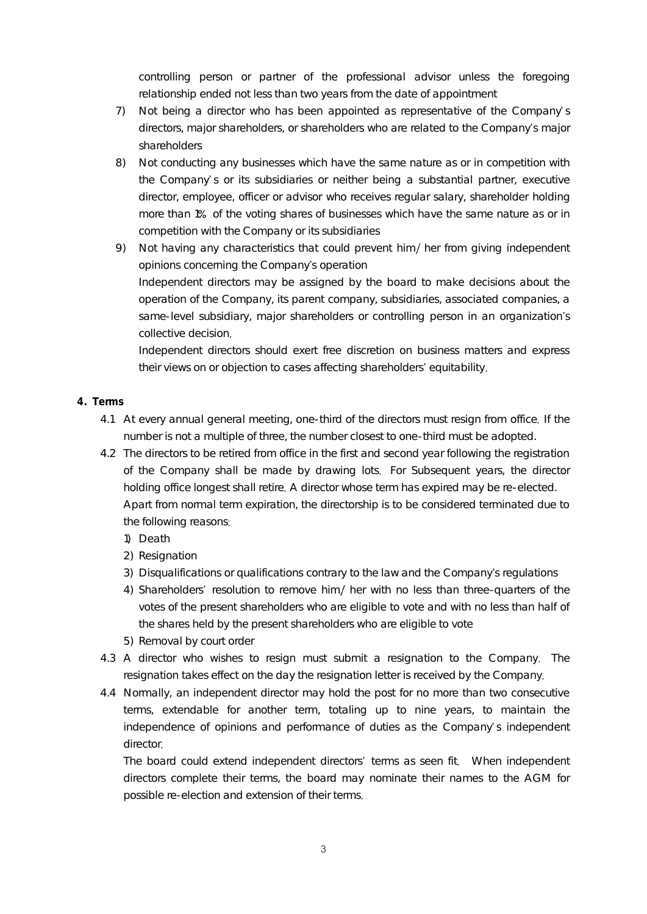controlling person or partner of the professional advisor unless the foregoing relationship ended not less than two years from the date of appointment

7) Not being a director who has been appointed as representative of the Company's directors, major shareholders, or shareholders who are related to the Company's major shareholders
8) Not conducting any businesses which have the same nature as or in competition with the Company's or its subsidiaries or neither being a substantial partner, executive director, employee, officer or advisor who receives regular salary, shareholder holding more than 1% of the voting shares of businesses which have the same nature as or in competition with the Company or its subsidiaries
9) Not having any characteristics that could prevent him/her from giving independent opinions concerning the Company's operation

   Independent directors may be assigned by the board to make decisions about the operation of the Company, its parent company, subsidiaries, associated companies, a same-level subsidiary, major shareholders or controlling person in an organization's collective decision.

   Independent directors should exert free discretion on business matters and express their views on or objection to cases affecting shareholders' equitability.

**4. Terms**

4.1 At every annual general meeting, one-third of the directors must resign from office. If the number is not a multiple of three, the number closest to one-third must be adopted.

4.2 The directors to be retired from office in the first and second year following the registration of the Company shall be made by drawing lots. For Subsequent years, the director holding office longest shall retire. A director whose term has expired may be re-elected.

Apart from normal term expiration, the directorship is to be considered terminated due to the following reasons:

1) Death
2) Resignation
3) Disqualifications or qualifications contrary to the law and the Company's regulations
4) Shareholders' resolution to remove him/her with no less than three-quarters of the votes of the present shareholders who are eligible to vote and with no less than half of the shares held by the present shareholders who are eligible to vote
5) Removal by court order

4.3 A director who wishes to resign must submit a resignation to the Company. The resignation takes effect on the day the resignation letter is received by the Company.

4.4 Normally, an independent director may hold the post for no more than two consecutive terms, extendable for another term, totaling up to nine years, to maintain the independence of opinions and performance of duties as the Company's independent director.

The board could extend independent directors' terms as seen fit. When independent directors complete their terms, the board may nominate their names to the AGM for possible re-election and extension of their terms.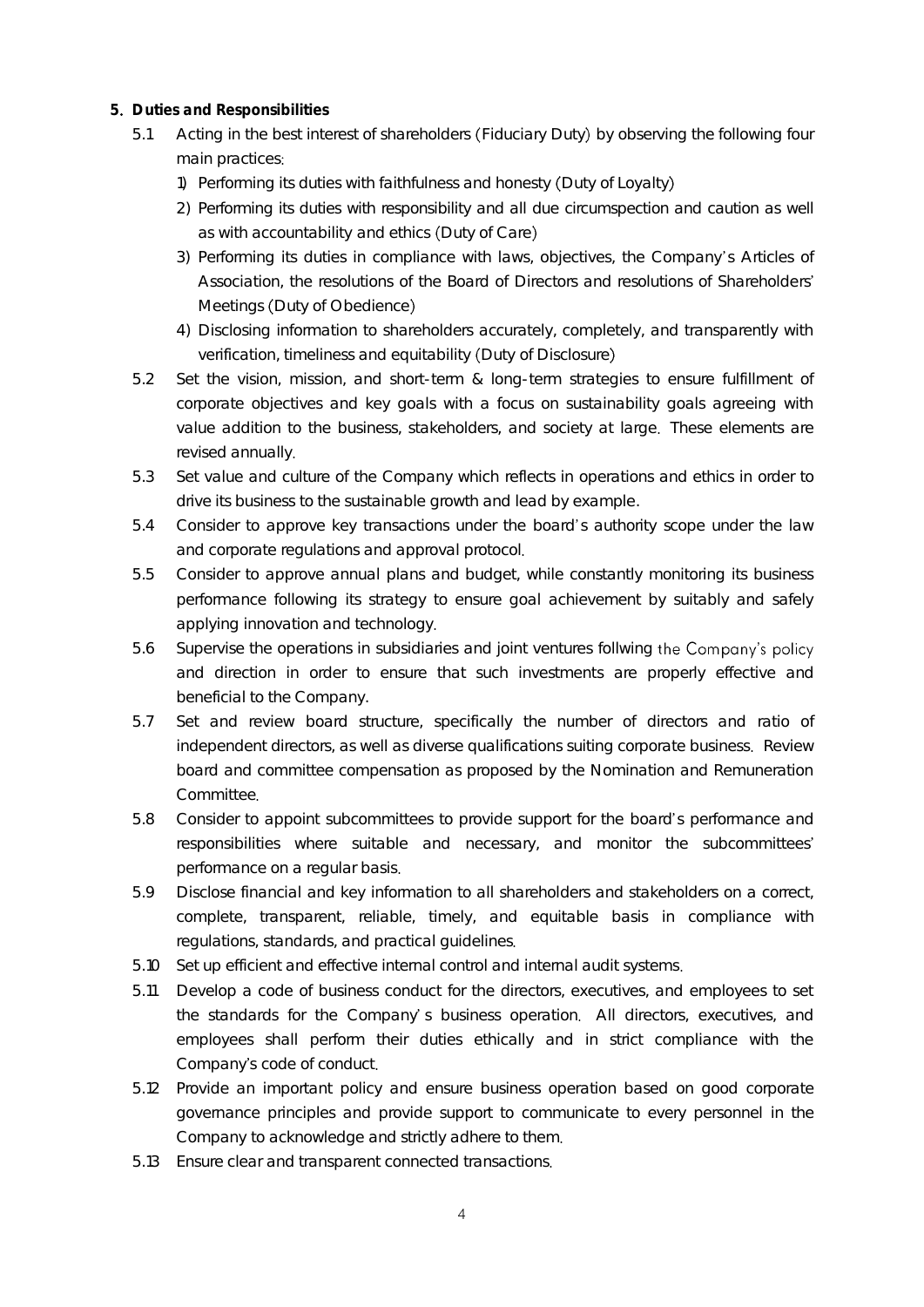**5. Duties and Responsibilities**

5.1 Acting in the best interest of shareholders (Fiduciary Duty) by observing the following four main practices:

1) Performing its duties with faithfulness and honesty (Duty of Loyalty)
2) Performing its duties with responsibility and all due circumspection and caution as well as with accountability and ethics (Duty of Care)
3) Performing its duties in compliance with laws, objectives, the Company's Articles of Association, the resolutions of the Board of Directors and resolutions of Shareholders' Meetings (Duty of Obedience)
4) Disclosing information to shareholders accurately, completely, and transparently with verification, timeliness and equitability (Duty of Disclosure)

5.2 Set the vision, mission, and short-term & long-term strategies to ensure fulfillment of corporate objectives and key goals with a focus on sustainability goals agreeing with value addition to the business, stakeholders, and society at large. These elements are revised annually.

5.3 Set value and culture of the Company which reflects in operations and ethics in order to drive its business to the sustainable growth and lead by example.

5.4 Consider to approve key transactions under the board's authority scope under the law and corporate regulations and approval protocol.

5.5 Consider to approve annual plans and budget, while constantly monitoring its business performance following its strategy to ensure goal achievement by suitably and safely applying innovation and technology.

5.6 Supervise the operations in subsidiaries and joint ventures follwing the Company's policy and direction in order to ensure that such investments are properly effective and beneficial to the Company.

5.7 Set and review board structure, specifically the number of directors and ratio of independent directors, as well as diverse qualifications suiting corporate business. Review board and committee compensation as proposed by the Nomination and Remuneration Committee.

5.8 Consider to appoint subcommittees to provide support for the board's performance and responsibilities where suitable and necessary, and monitor the subcommittees' performance on a regular basis.

5.9 Disclose financial and key information to all shareholders and stakeholders on a correct, complete, transparent, reliable, timely, and equitable basis in compliance with regulations, standards, and practical guidelines.

5.10 Set up efficient and effective internal control and internal audit systems.

5.11 Develop a code of business conduct for the directors, executives, and employees to set the standards for the Company's business operation. All directors, executives, and employees shall perform their duties ethically and in strict compliance with the Company's code of conduct.

5.12 Provide an important policy and ensure business operation based on good corporate governance principles and provide support to communicate to every personnel in the Company to acknowledge and strictly adhere to them.

5.13 Ensure clear and transparent connected transactions.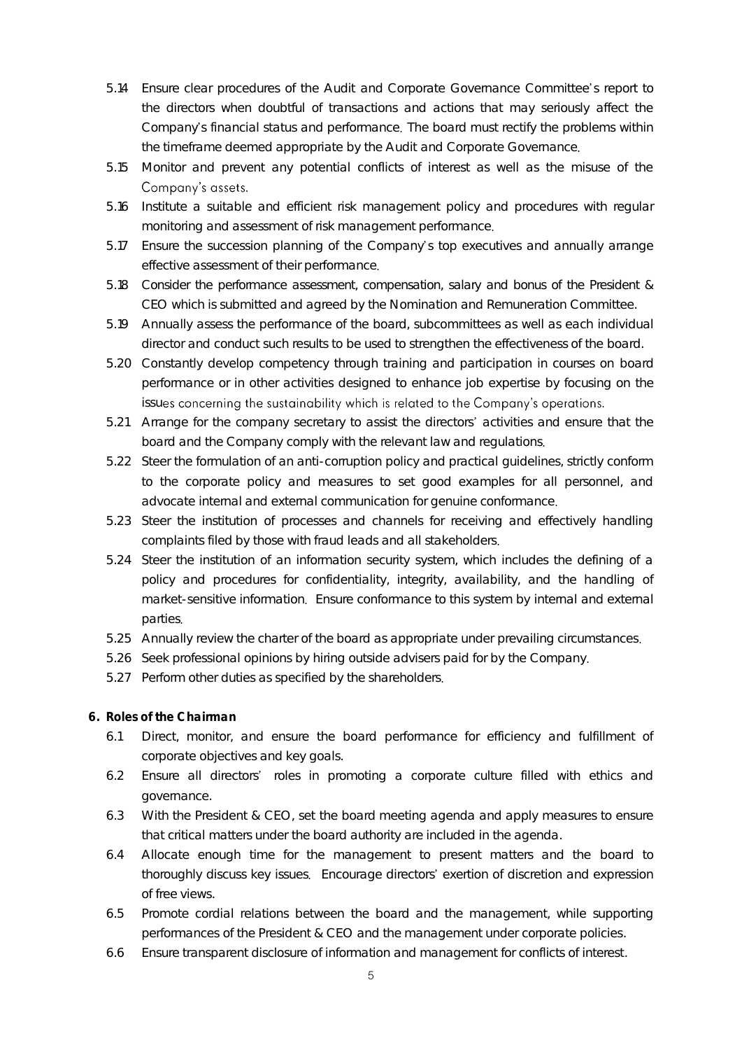5.14 Ensure clear procedures of the Audit and Corporate Governance Committee's report to the directors when doubtful of transactions and actions that may seriously affect the Company's financial status and performance. The board must rectify the problems within the timeframe deemed appropriate by the Audit and Corporate Governance.

5.15 Monitor and prevent any potential conflicts of interest as well as the misuse of the Company's assets.

5.16 Institute a suitable and efficient risk management policy and procedures with regular monitoring and assessment of risk management performance.

5.17 Ensure the succession planning of the Company's top executives and annually arrange effective assessment of their performance.

5.18 Consider the performance assessment, compensation, salary and bonus of the President & CEO which is submitted and agreed by the Nomination and Remuneration Committee.

5.19 Annually assess the performance of the board, subcommittees as well as each individual director and conduct such results to be used to strengthen the effectiveness of the board.

5.20 Constantly develop competency through training and participation in courses on board performance or in other activities designed to enhance job expertise by focusing on the issues concerning the sustainability which is related to the Company's operations.

5.21 Arrange for the company secretary to assist the directors' activities and ensure that the board and the Company comply with the relevant law and regulations.

5.22 Steer the formulation of an anti-corruption policy and practical guidelines, strictly conform to the corporate policy and measures to set good examples for all personnel, and advocate internal and external communication for genuine conformance.

5.23 Steer the institution of processes and channels for receiving and effectively handling complaints filed by those with fraud leads and all stakeholders.

5.24 Steer the institution of an information security system, which includes the defining of a policy and procedures for confidentiality, integrity, availability, and the handling of market-sensitive information. Ensure conformance to this system by internal and external parties.

5.25 Annually review the charter of the board as appropriate under prevailing circumstances.

5.26 Seek professional opinions by hiring outside advisers paid for by the Company.

5.27 Perform other duties as specified by the shareholders.

**6. Roles of the Chairman**

6.1 Direct, monitor, and ensure the board performance for efficiency and fulfillment of corporate objectives and key goals.

6.2 Ensure all directors' roles in promoting a corporate culture filled with ethics and governance.

6.3 With the President & CEO, set the board meeting agenda and apply measures to ensure that critical matters under the board authority are included in the agenda.

6.4 Allocate enough time for the management to present matters and the board to thoroughly discuss key issues. Encourage directors' exertion of discretion and expression of free views.

6.5 Promote cordial relations between the board and the management, while supporting performances of the President & CEO and the management under corporate policies.

6.6 Ensure transparent disclosure of information and management for conflicts of interest.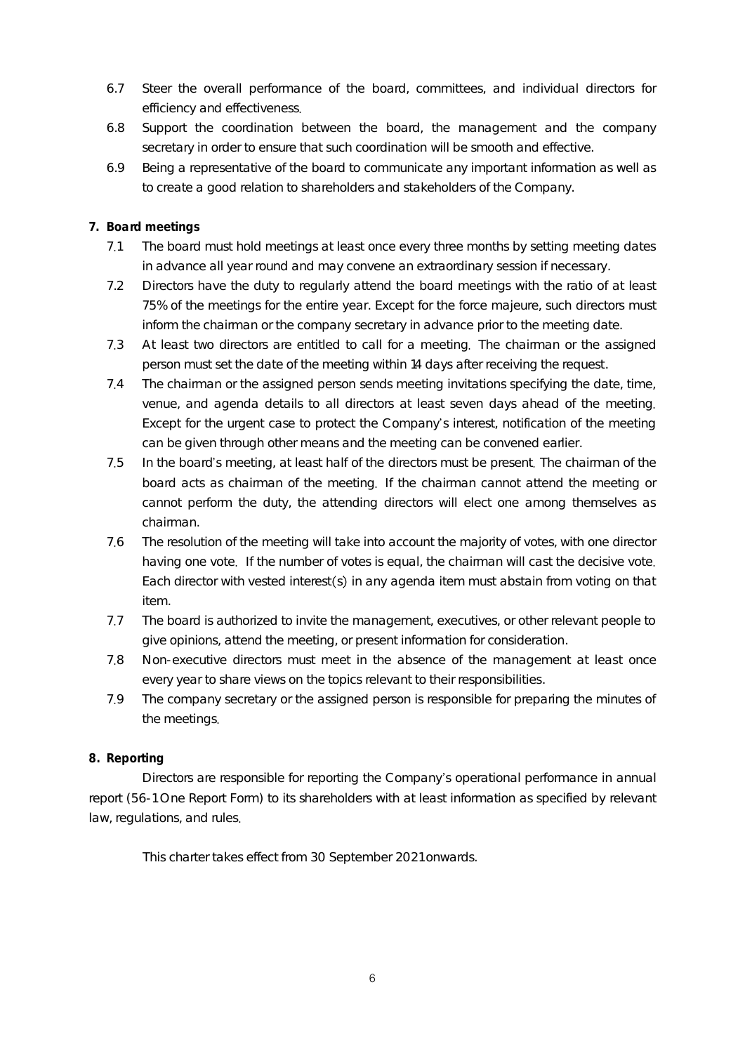6.7 Steer the overall performance of the board, committees, and individual directors for efficiency and effectiveness.

6.8 Support the coordination between the board, the management and the company secretary in order to ensure that such coordination will be smooth and effective.

6.9 Being a representative of the board to communicate any important information as well as to create a good relation to shareholders and stakeholders of the Company.

**7. Board meetings**

7.1 The board must hold meetings at least once every three months by setting meeting dates in advance all year round and may convene an extraordinary session if necessary.

7.2 Directors have the duty to regularly attend the board meetings with the ratio of at least 75% of the meetings for the entire year. Except for the force majeure, such directors must inform the chairman or the company secretary in advance prior to the meeting date.

7.3 At least two directors are entitled to call for a meeting. The chairman or the assigned person must set the date of the meeting within 14 days after receiving the request.

7.4 The chairman or the assigned person sends meeting invitations specifying the date, time, venue, and agenda details to all directors at least seven days ahead of the meeting. Except for the urgent case to protect the Company's interest, notification of the meeting can be given through other means and the meeting can be convened earlier.

7.5 In the board's meeting, at least half of the directors must be present. The chairman of the board acts as chairman of the meeting. If the chairman cannot attend the meeting or cannot perform the duty, the attending directors will elect one among themselves as chairman.

7.6 The resolution of the meeting will take into account the majority of votes, with one director having one vote. If the number of votes is equal, the chairman will cast the decisive vote. Each director with vested interest(s) in any agenda item must abstain from voting on that item.

7.7 The board is authorized to invite the management, executives, or other relevant people to give opinions, attend the meeting, or present information for consideration.

7.8 Non-executive directors must meet in the absence of the management at least once every year to share views on the topics relevant to their responsibilities.

7.9 The company secretary or the assigned person is responsible for preparing the minutes of the meetings.

**8. Reporting**

Directors are responsible for reporting the Company's operational performance in annual report (56-1 One Report Form) to its shareholders with at least information as specified by relevant law, regulations, and rules.

This charter takes effect from 30 September 2021 onwards.